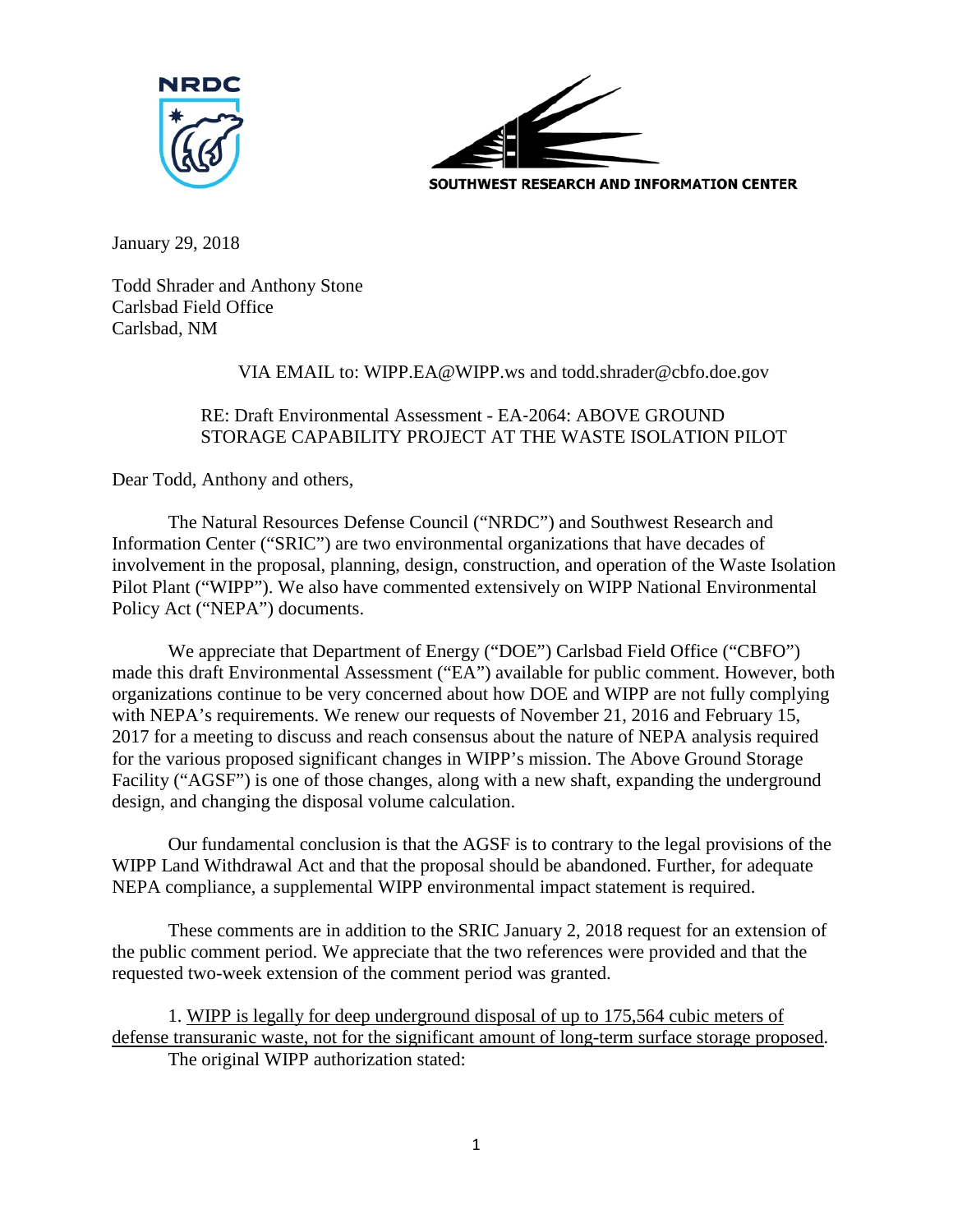NRDC

SOUTHWEST RESEARCH AND INFORMATION CENTER

January 29, 2018

Todd Shrader and Anthony Stone
Carlsbad Field Office
Carlsbad, NM

VIA EMAIL to: WIPP.EA@WIPP.ws and todd.shrader@cbfo.doe.gov

RE: Draft Environmental Assessment - EA-2064: ABOVE GROUND STORAGE CAPABILITY PROJECT AT THE WASTE ISOLATION PILOT

Dear Todd, Anthony and others,

The Natural Resources Defense Council ("NRDC") and Southwest Research and Information Center ("SRIC") are two environmental organizations that have decades of involvement in the proposal, planning, design, construction, and operation of the Waste Isolation Pilot Plant ("WIPP"). We also have commented extensively on WIPP National Environmental Policy Act ("NEPA") documents.

We appreciate that Department of Energy ("DOE") Carlsbad Field Office ("CBFO") made this draft Environmental Assessment ("EA") available for public comment. However, both organizations continue to be very concerned about how DOE and WIPP are not fully complying with NEPA's requirements. We renew our requests of November 21, 2016 and February 15, 2017 for a meeting to discuss and reach consensus about the nature of NEPA analysis required for the various proposed significant changes in WIPP's mission. The Above Ground Storage Facility ("AGSF") is one of those changes, along with a new shaft, expanding the underground design, and changing the disposal volume calculation.

Our fundamental conclusion is that the AGSF is to contrary to the legal provisions of the WIPP Land Withdrawal Act and that the proposal should be abandoned. Further, for adequate NEPA compliance, a supplemental WIPP environmental impact statement is required.

These comments are in addition to the SRIC January 2, 2018 request for an extension of the public comment period. We appreciate that the two references were provided and that the requested two-week extension of the comment period was granted.

1. <u>WIPP is legally for deep underground disposal of up to 175,564 cubic meters of defense transuranic waste, not for the significant amount of long-term surface storage proposed</u>.

The original WIPP authorization stated: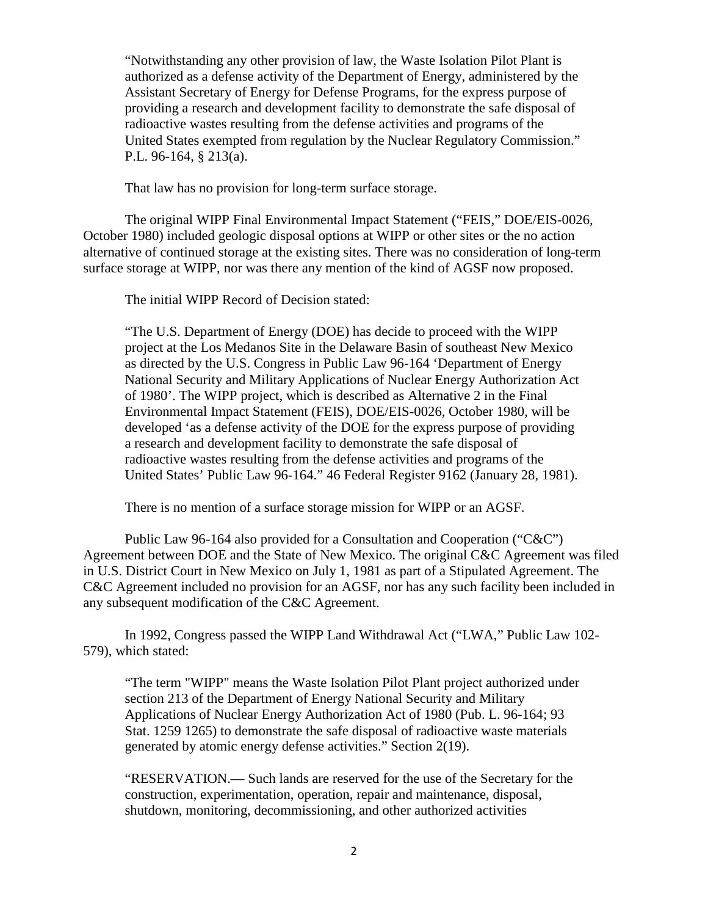> "Notwithstanding any other provision of law, the Waste Isolation Pilot Plant is authorized as a defense activity of the Department of Energy, administered by the Assistant Secretary of Energy for Defense Programs, for the express purpose of providing a research and development facility to demonstrate the safe disposal of radioactive wastes resulting from the defense activities and programs of the United States exempted from regulation by the Nuclear Regulatory Commission." P.L. 96-164, § 213(a).

That law has no provision for long-term surface storage.

The original WIPP Final Environmental Impact Statement ("FEIS," DOE/EIS-0026, October 1980) included geologic disposal options at WIPP or other sites or the no action alternative of continued storage at the existing sites. There was no consideration of long-term surface storage at WIPP, nor was there any mention of the kind of AGSF now proposed.

The initial WIPP Record of Decision stated:

> "The U.S. Department of Energy (DOE) has decide to proceed with the WIPP project at the Los Medanos Site in the Delaware Basin of southeast New Mexico as directed by the U.S. Congress in Public Law 96-164 'Department of Energy National Security and Military Applications of Nuclear Energy Authorization Act of 1980'. The WIPP project, which is described as Alternative 2 in the Final Environmental Impact Statement (FEIS), DOE/EIS-0026, October 1980, will be developed 'as a defense activity of the DOE for the express purpose of providing a research and development facility to demonstrate the safe disposal of radioactive wastes resulting from the defense activities and programs of the United States' Public Law 96-164." 46 Federal Register 9162 (January 28, 1981).

There is no mention of a surface storage mission for WIPP or an AGSF.

Public Law 96-164 also provided for a Consultation and Cooperation ("C&C") Agreement between DOE and the State of New Mexico. The original C&C Agreement was filed in U.S. District Court in New Mexico on July 1, 1981 as part of a Stipulated Agreement. The C&C Agreement included no provision for an AGSF, nor has any such facility been included in any subsequent modification of the C&C Agreement.

In 1992, Congress passed the WIPP Land Withdrawal Act ("LWA," Public Law 102-579), which stated:

> "The term "WIPP" means the Waste Isolation Pilot Plant project authorized under section 213 of the Department of Energy National Security and Military Applications of Nuclear Energy Authorization Act of 1980 (Pub. L. 96-164; 93 Stat. 1259 1265) to demonstrate the safe disposal of radioactive waste materials generated by atomic energy defense activities." Section 2(19).
>
> "RESERVATION.— Such lands are reserved for the use of the Secretary for the construction, experimentation, operation, repair and maintenance, disposal, shutdown, monitoring, decommissioning, and other authorized activities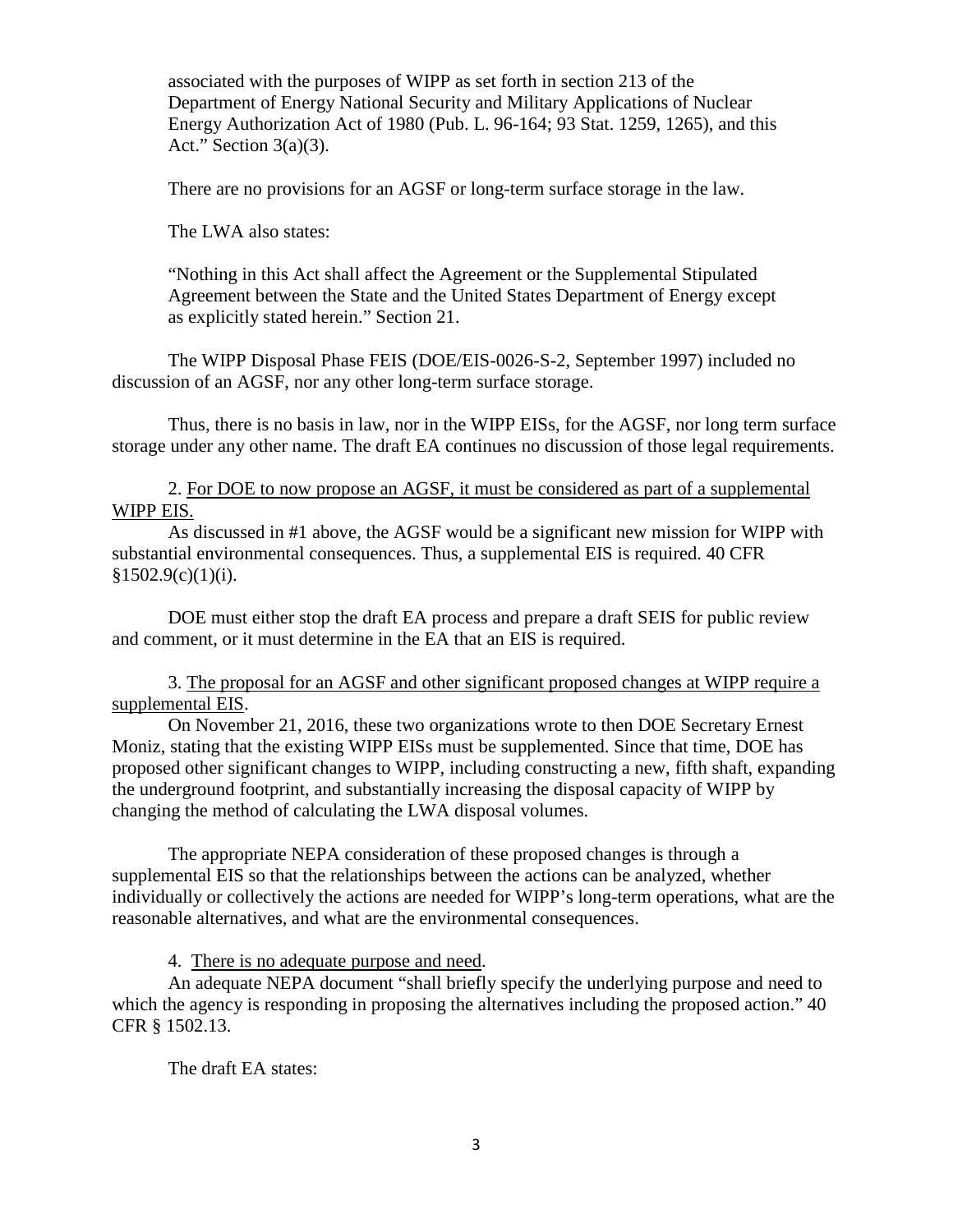associated with the purposes of WIPP as set forth in section 213 of the Department of Energy National Security and Military Applications of Nuclear Energy Authorization Act of 1980 (Pub. L. 96-164; 93 Stat. 1259, 1265), and this Act." Section 3(a)(3).

There are no provisions for an AGSF or long-term surface storage in the law.

The LWA also states:

"Nothing in this Act shall affect the Agreement or the Supplemental Stipulated Agreement between the State and the United States Department of Energy except as explicitly stated herein." Section 21.

The WIPP Disposal Phase FEIS (DOE/EIS-0026-S-2, September 1997) included no discussion of an AGSF, nor any other long-term surface storage.

Thus, there is no basis in law, nor in the WIPP EISs, for the AGSF, nor long term surface storage under any other name. The draft EA continues no discussion of those legal requirements.

2. <u>For DOE to now propose an AGSF, it must be considered as part of a supplemental WIPP EIS.</u>

As discussed in #1 above, the AGSF would be a significant new mission for WIPP with substantial environmental consequences. Thus, a supplemental EIS is required. 40 CFR §1502.9(c)(1)(i).

DOE must either stop the draft EA process and prepare a draft SEIS for public review and comment, or it must determine in the EA that an EIS is required.

3. <u>The proposal for an AGSF and other significant proposed changes at WIPP require a supplemental EIS</u>.

On November 21, 2016, these two organizations wrote to then DOE Secretary Ernest Moniz, stating that the existing WIPP EISs must be supplemented. Since that time, DOE has proposed other significant changes to WIPP, including constructing a new, fifth shaft, expanding the underground footprint, and substantially increasing the disposal capacity of WIPP by changing the method of calculating the LWA disposal volumes.

The appropriate NEPA consideration of these proposed changes is through a supplemental EIS so that the relationships between the actions can be analyzed, whether individually or collectively the actions are needed for WIPP's long-term operations, what are the reasonable alternatives, and what are the environmental consequences.

4. <u>There is no adequate purpose and need</u>.

An adequate NEPA document "shall briefly specify the underlying purpose and need to which the agency is responding in proposing the alternatives including the proposed action." 40 CFR § 1502.13.

The draft EA states: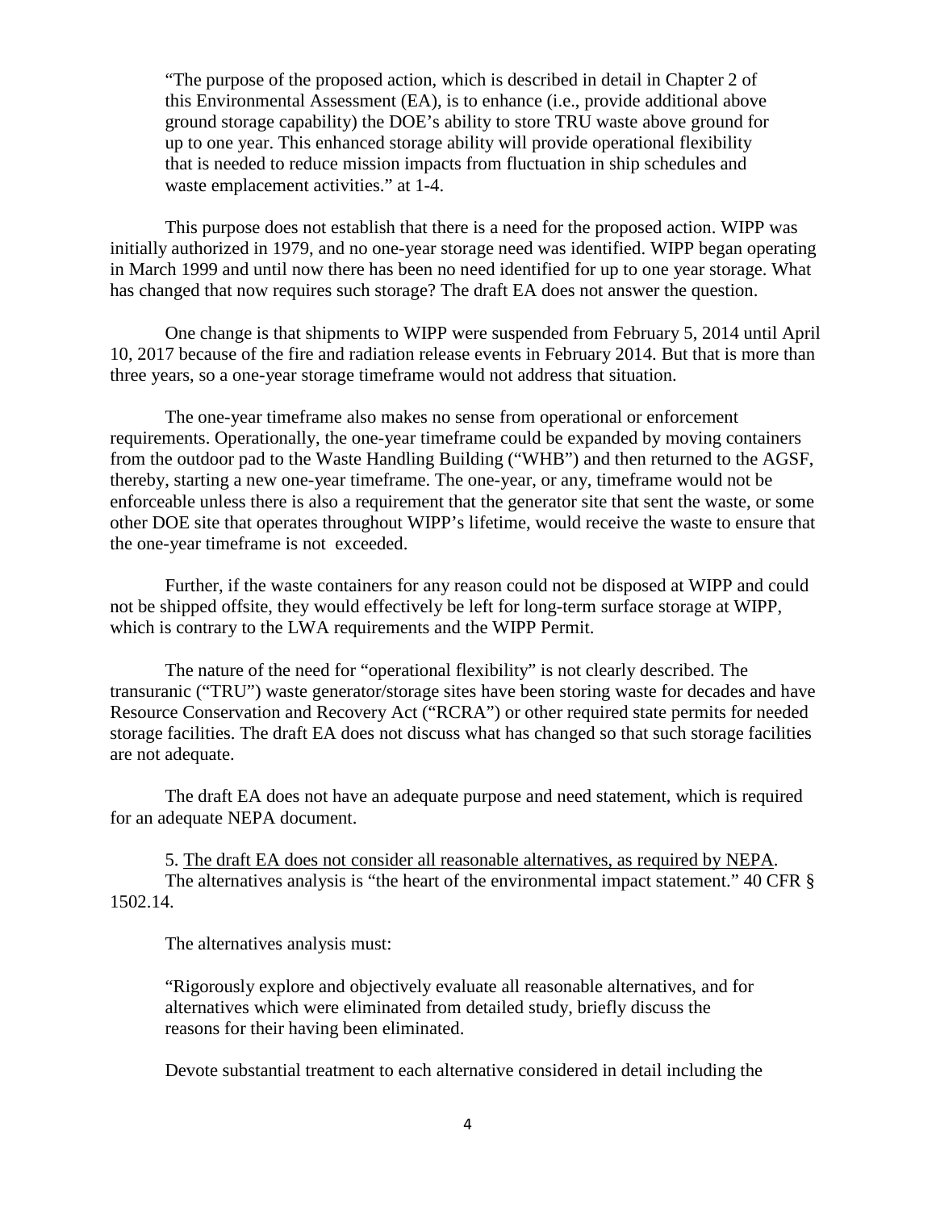> "The purpose of the proposed action, which is described in detail in Chapter 2 of this Environmental Assessment (EA), is to enhance (i.e., provide additional above ground storage capability) the DOE's ability to store TRU waste above ground for up to one year. This enhanced storage ability will provide operational flexibility that is needed to reduce mission impacts from fluctuation in ship schedules and waste emplacement activities." at 1-4.

This purpose does not establish that there is a need for the proposed action. WIPP was initially authorized in 1979, and no one-year storage need was identified. WIPP began operating in March 1999 and until now there has been no need identified for up to one year storage. What has changed that now requires such storage? The draft EA does not answer the question.

One change is that shipments to WIPP were suspended from February 5, 2014 until April 10, 2017 because of the fire and radiation release events in February 2014. But that is more than three years, so a one-year storage timeframe would not address that situation.

The one-year timeframe also makes no sense from operational or enforcement requirements. Operationally, the one-year timeframe could be expanded by moving containers from the outdoor pad to the Waste Handling Building ("WHB") and then returned to the AGSF, thereby, starting a new one-year timeframe. The one-year, or any, timeframe would not be enforceable unless there is also a requirement that the generator site that sent the waste, or some other DOE site that operates throughout WIPP's lifetime, would receive the waste to ensure that the one-year timeframe is not exceeded.

Further, if the waste containers for any reason could not be disposed at WIPP and could not be shipped offsite, they would effectively be left for long-term surface storage at WIPP, which is contrary to the LWA requirements and the WIPP Permit.

The nature of the need for "operational flexibility" is not clearly described. The transuranic ("TRU") waste generator/storage sites have been storing waste for decades and have Resource Conservation and Recovery Act ("RCRA") or other required state permits for needed storage facilities. The draft EA does not discuss what has changed so that such storage facilities are not adequate.

The draft EA does not have an adequate purpose and need statement, which is required for an adequate NEPA document.

5. <u>The draft EA does not consider all reasonable alternatives, as required by NEPA</u>.

The alternatives analysis is "the heart of the environmental impact statement." 40 CFR § 1502.14.

The alternatives analysis must:

> "Rigorously explore and objectively evaluate all reasonable alternatives, and for alternatives which were eliminated from detailed study, briefly discuss the reasons for their having been eliminated.
>
> Devote substantial treatment to each alternative considered in detail including the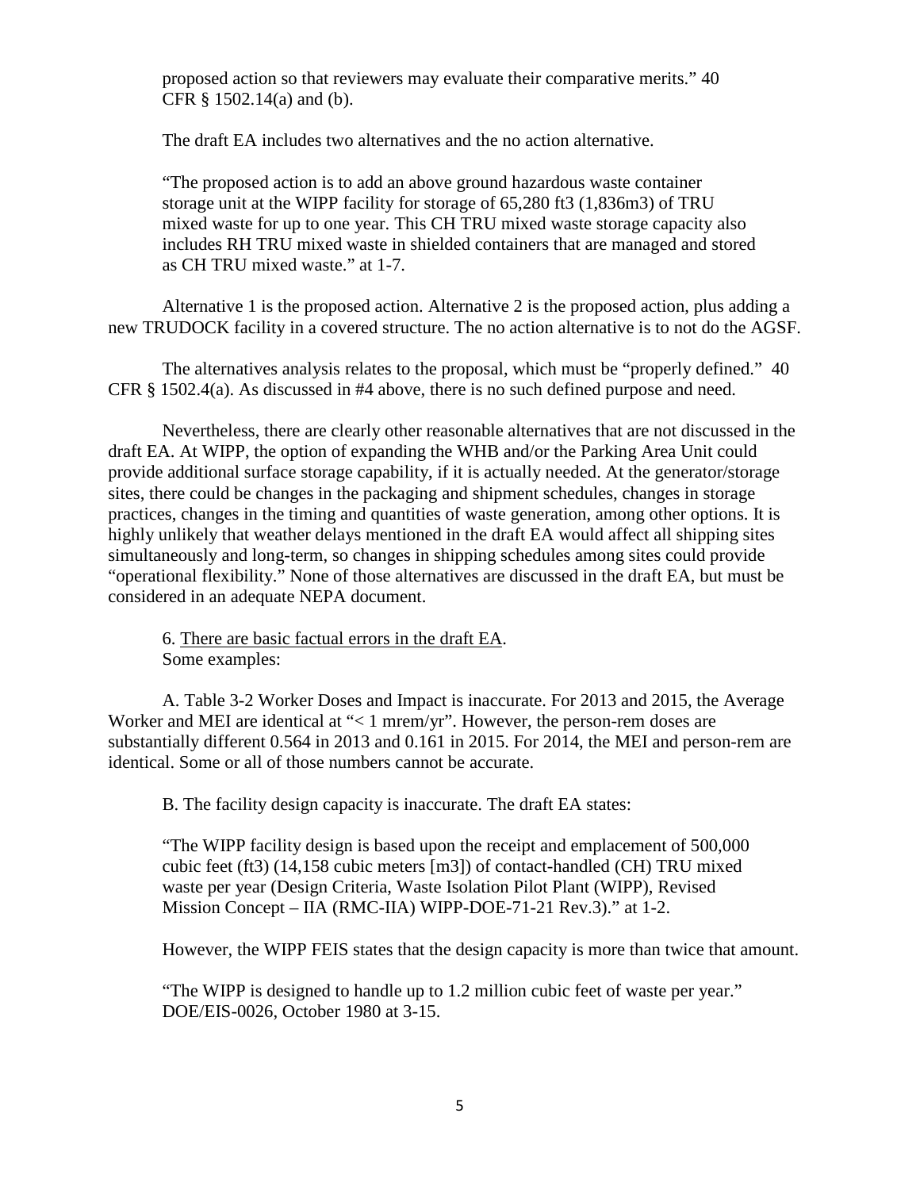proposed action so that reviewers may evaluate their comparative merits." 40 CFR § 1502.14(a) and (b).

The draft EA includes two alternatives and the no action alternative.

> "The proposed action is to add an above ground hazardous waste container storage unit at the WIPP facility for storage of 65,280 ft3 (1,836m3) of TRU mixed waste for up to one year. This CH TRU mixed waste storage capacity also includes RH TRU mixed waste in shielded containers that are managed and stored as CH TRU mixed waste." at 1-7.

Alternative 1 is the proposed action. Alternative 2 is the proposed action, plus adding a new TRUDOCK facility in a covered structure. The no action alternative is to not do the AGSF.

The alternatives analysis relates to the proposal, which must be "properly defined." 40 CFR § 1502.4(a). As discussed in #4 above, there is no such defined purpose and need.

Nevertheless, there are clearly other reasonable alternatives that are not discussed in the draft EA. At WIPP, the option of expanding the WHB and/or the Parking Area Unit could provide additional surface storage capability, if it is actually needed. At the generator/storage sites, there could be changes in the packaging and shipment schedules, changes in storage practices, changes in the timing and quantities of waste generation, among other options. It is highly unlikely that weather delays mentioned in the draft EA would affect all shipping sites simultaneously and long-term, so changes in shipping schedules among sites could provide "operational flexibility." None of those alternatives are discussed in the draft EA, but must be considered in an adequate NEPA document.

6. <u>There are basic factual errors in the draft EA</u>.
Some examples:

A. Table 3-2 Worker Doses and Impact is inaccurate. For 2013 and 2015, the Average Worker and MEI are identical at "< 1 mrem/yr". However, the person-rem doses are substantially different 0.564 in 2013 and 0.161 in 2015. For 2014, the MEI and person-rem are identical. Some or all of those numbers cannot be accurate.

B. The facility design capacity is inaccurate. The draft EA states:

> "The WIPP facility design is based upon the receipt and emplacement of 500,000 cubic feet (ft3) (14,158 cubic meters [m3]) of contact-handled (CH) TRU mixed waste per year (Design Criteria, Waste Isolation Pilot Plant (WIPP), Revised Mission Concept – IIA (RMC-IIA) WIPP-DOE-71-21 Rev.3)." at 1-2.

However, the WIPP FEIS states that the design capacity is more than twice that amount.

> "The WIPP is designed to handle up to 1.2 million cubic feet of waste per year." DOE/EIS-0026, October 1980 at 3-15.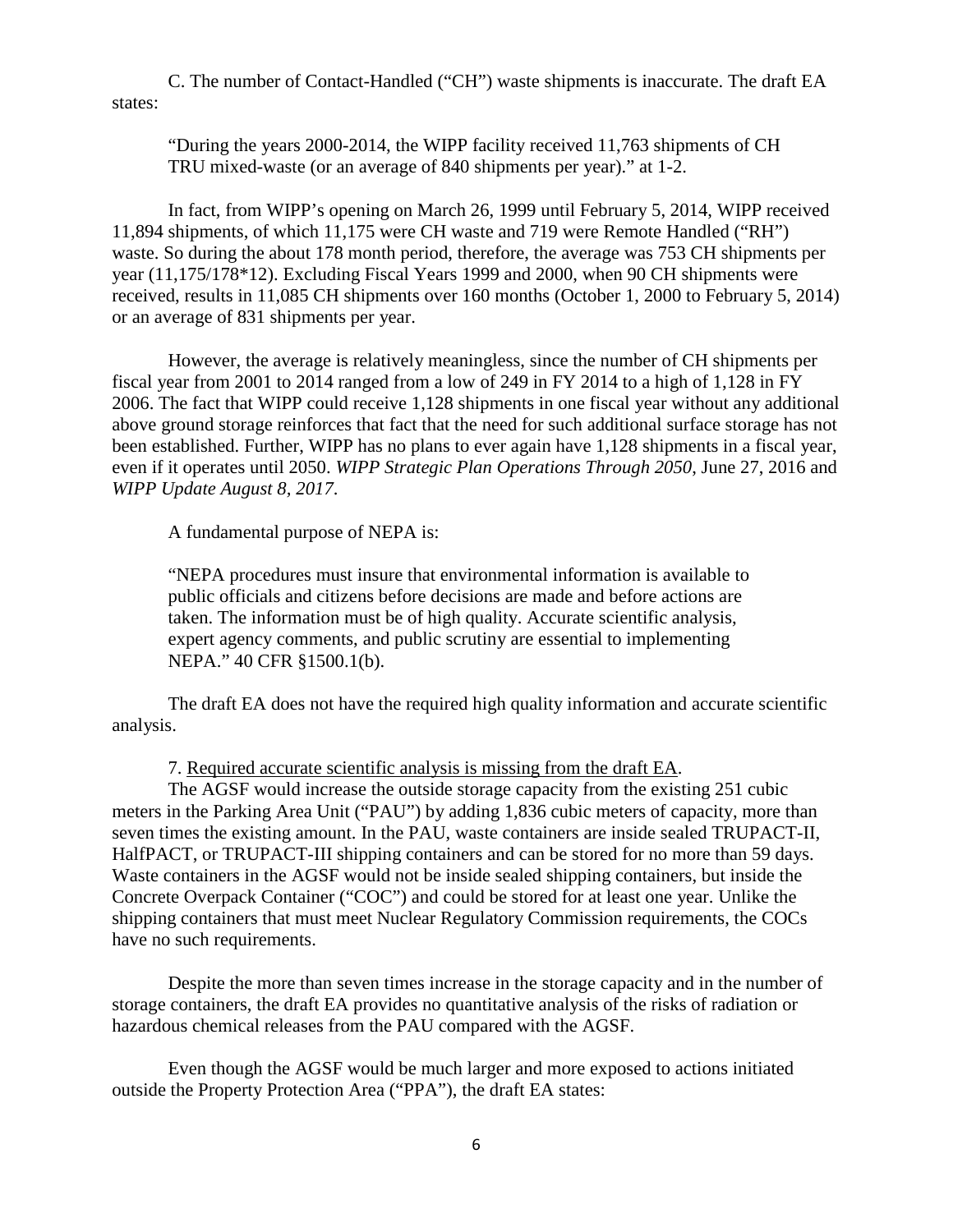C. The number of Contact-Handled ("CH") waste shipments is inaccurate. The draft EA states:

> "During the years 2000-2014, the WIPP facility received 11,763 shipments of CH TRU mixed-waste (or an average of 840 shipments per year)." at 1-2.

In fact, from WIPP's opening on March 26, 1999 until February 5, 2014, WIPP received 11,894 shipments, of which 11,175 were CH waste and 719 were Remote Handled ("RH") waste. So during the about 178 month period, therefore, the average was 753 CH shipments per year (11,175/178*12). Excluding Fiscal Years 1999 and 2000, when 90 CH shipments were received, results in 11,085 CH shipments over 160 months (October 1, 2000 to February 5, 2014) or an average of 831 shipments per year.

However, the average is relatively meaningless, since the number of CH shipments per fiscal year from 2001 to 2014 ranged from a low of 249 in FY 2014 to a high of 1,128 in FY 2006. The fact that WIPP could receive 1,128 shipments in one fiscal year without any additional above ground storage reinforces that fact that the need for such additional surface storage has not been established. Further, WIPP has no plans to ever again have 1,128 shipments in a fiscal year, even if it operates until 2050. *WIPP Strategic Plan Operations Through 2050*, June 27, 2016 and *WIPP Update August 8, 2017.*

A fundamental purpose of NEPA is:

> "NEPA procedures must insure that environmental information is available to public officials and citizens before decisions are made and before actions are taken. The information must be of high quality. Accurate scientific analysis, expert agency comments, and public scrutiny are essential to implementing NEPA." 40 CFR §1500.1(b).

The draft EA does not have the required high quality information and accurate scientific analysis.

7. <u>Required accurate scientific analysis is missing from the draft EA</u>.

The AGSF would increase the outside storage capacity from the existing 251 cubic meters in the Parking Area Unit ("PAU") by adding 1,836 cubic meters of capacity, more than seven times the existing amount. In the PAU, waste containers are inside sealed TRUPACT-II, HalfPACT, or TRUPACT-III shipping containers and can be stored for no more than 59 days. Waste containers in the AGSF would not be inside sealed shipping containers, but inside the Concrete Overpack Container ("COC") and could be stored for at least one year. Unlike the shipping containers that must meet Nuclear Regulatory Commission requirements, the COCs have no such requirements.

Despite the more than seven times increase in the storage capacity and in the number of storage containers, the draft EA provides no quantitative analysis of the risks of radiation or hazardous chemical releases from the PAU compared with the AGSF.

Even though the AGSF would be much larger and more exposed to actions initiated outside the Property Protection Area ("PPA"), the draft EA states: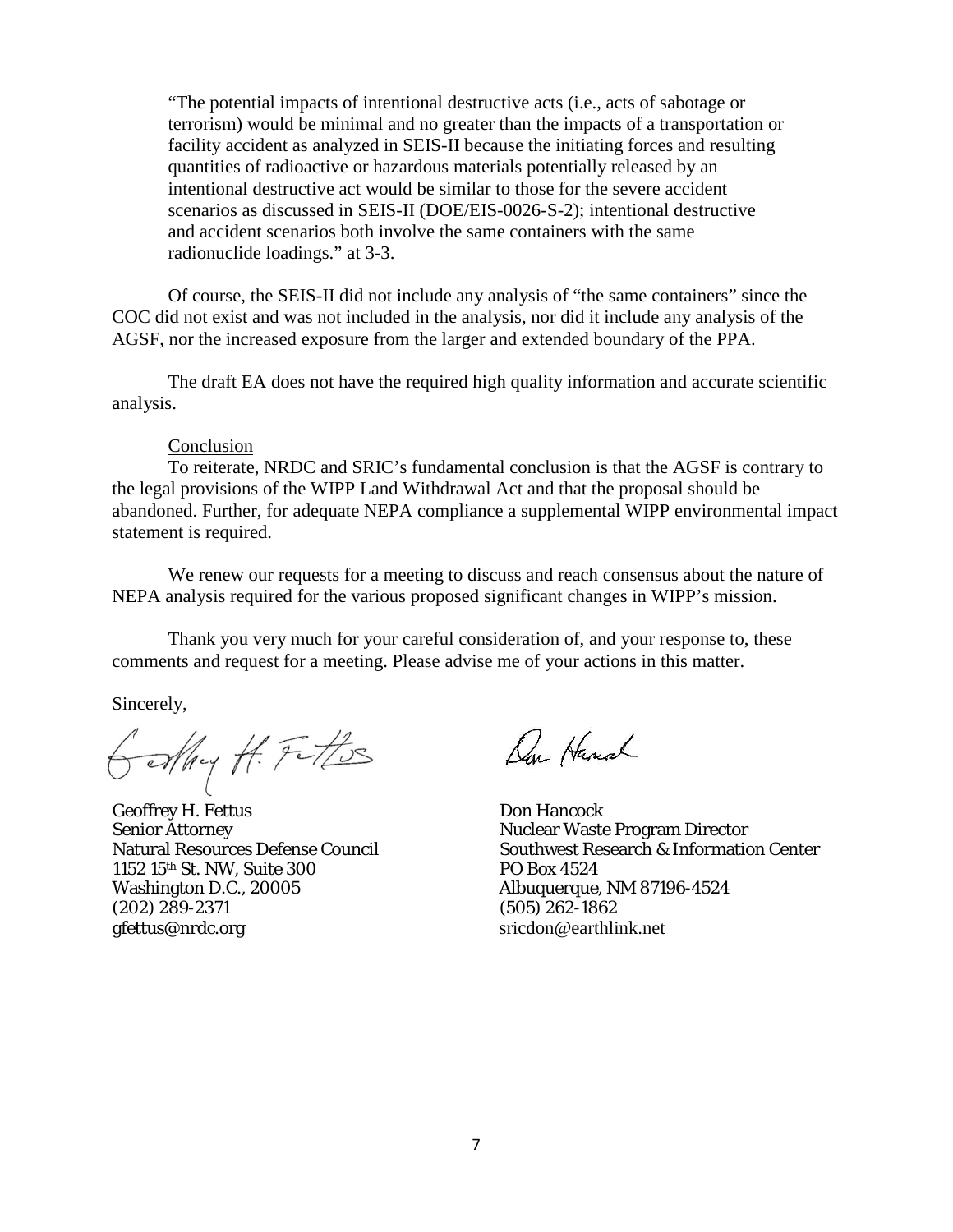> "The potential impacts of intentional destructive acts (i.e., acts of sabotage or terrorism) would be minimal and no greater than the impacts of a transportation or facility accident as analyzed in SEIS-II because the initiating forces and resulting quantities of radioactive or hazardous materials potentially released by an intentional destructive act would be similar to those for the severe accident scenarios as discussed in SEIS-II (DOE/EIS-0026-S-2); intentional destructive and accident scenarios both involve the same containers with the same radionuclide loadings." at 3-3.

Of course, the SEIS-II did not include any analysis of "the same containers" since the COC did not exist and was not included in the analysis, nor did it include any analysis of the AGSF, nor the increased exposure from the larger and extended boundary of the PPA.

The draft EA does not have the required high quality information and accurate scientific analysis.

Conclusion

To reiterate, NRDC and SRIC's fundamental conclusion is that the AGSF is contrary to the legal provisions of the WIPP Land Withdrawal Act and that the proposal should be abandoned. Further, for adequate NEPA compliance a supplemental WIPP environmental impact statement is required.

We renew our requests for a meeting to discuss and reach consensus about the nature of NEPA analysis required for the various proposed significant changes in WIPP's mission.

Thank you very much for your careful consideration of, and your response to, these comments and request for a meeting. Please advise me of your actions in this matter.

Sincerely,

Geoffrey H. Fettus
Senior Attorney
Natural Resources Defense Council
1152 15th St. NW, Suite 300
Washington D.C., 20005
(202) 289-2371
gfettus@nrdc.org

Don Hancock
Nuclear Waste Program Director
Southwest Research & Information Center
PO Box 4524
Albuquerque, NM 87196-4524
(505) 262-1862
sricdon@earthlink.net